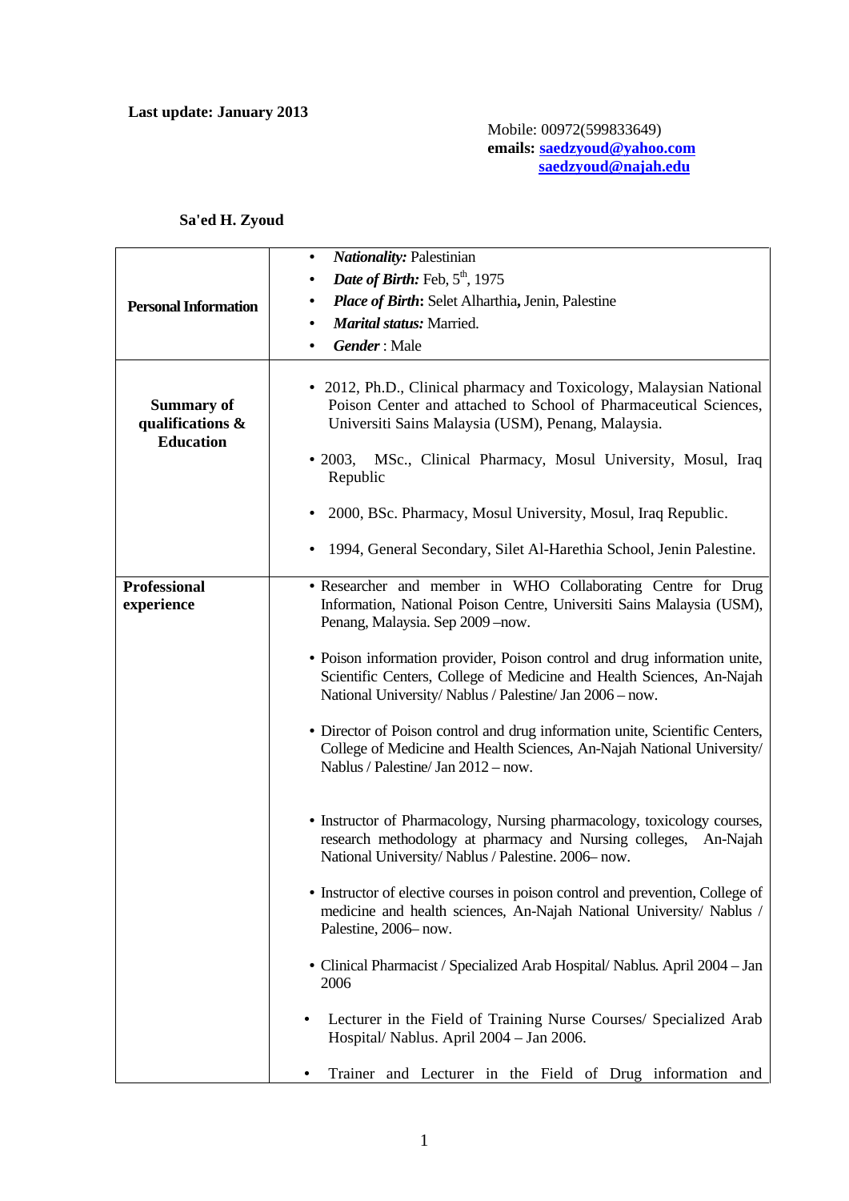**Last update: January 2013**

Mobile: 00972(599833649)
**emails:** **saedzyoud@yahoo.com**
**saedzyoud@najah.edu**

**Sa'ed H. Zyoud**

| | |
|---|---|
| **Personal Information** | • ***Nationality:*** Palestinian<br>• ***Date of Birth:*** Feb, 5th, 1975<br>• ***Place of Birth*****:** Selet Alharthia**,** Jenin, Palestine<br>• ***Marital status:*** Married.<br>• ***Gender*** : Male |
| **Summary of qualifications & Education** | • 2012, Ph.D., Clinical pharmacy and Toxicology, Malaysian National Poison Center and attached to School of Pharmaceutical Sciences, Universiti Sains Malaysia (USM), Penang, Malaysia.<br>• 2003, MSc., Clinical Pharmacy, Mosul University, Mosul, Iraq Republic<br>• 2000, BSc. Pharmacy, Mosul University, Mosul, Iraq Republic.<br>• 1994, General Secondary, Silet Al-Harethia School, Jenin Palestine. |
| **Professional experience** | • Researcher and member in WHO Collaborating Centre for Drug Information, National Poison Centre, Universiti Sains Malaysia (USM), Penang, Malaysia. Sep 2009 –now.<br>• Poison information provider, Poison control and drug information unite, Scientific Centers, College of Medicine and Health Sciences, An-Najah National University/ Nablus / Palestine/ Jan 2006 – now.<br>• Director of Poison control and drug information unite, Scientific Centers, College of Medicine and Health Sciences, An-Najah National University/ Nablus / Palestine/ Jan 2012 – now.<br>• Instructor of Pharmacology, Nursing pharmacology, toxicology courses, research methodology at pharmacy and Nursing colleges, An-Najah National University/ Nablus / Palestine. 2006– now.<br>• Instructor of elective courses in poison control and prevention, College of medicine and health sciences, An-Najah National University/ Nablus / Palestine, 2006– now.<br>• Clinical Pharmacist / Specialized Arab Hospital/ Nablus. April 2004 – Jan 2006<br>• Lecturer in the Field of Training Nurse Courses/ Specialized Arab Hospital/ Nablus. April 2004 – Jan 2006.<br>• Trainer and Lecturer in the Field of Drug information and |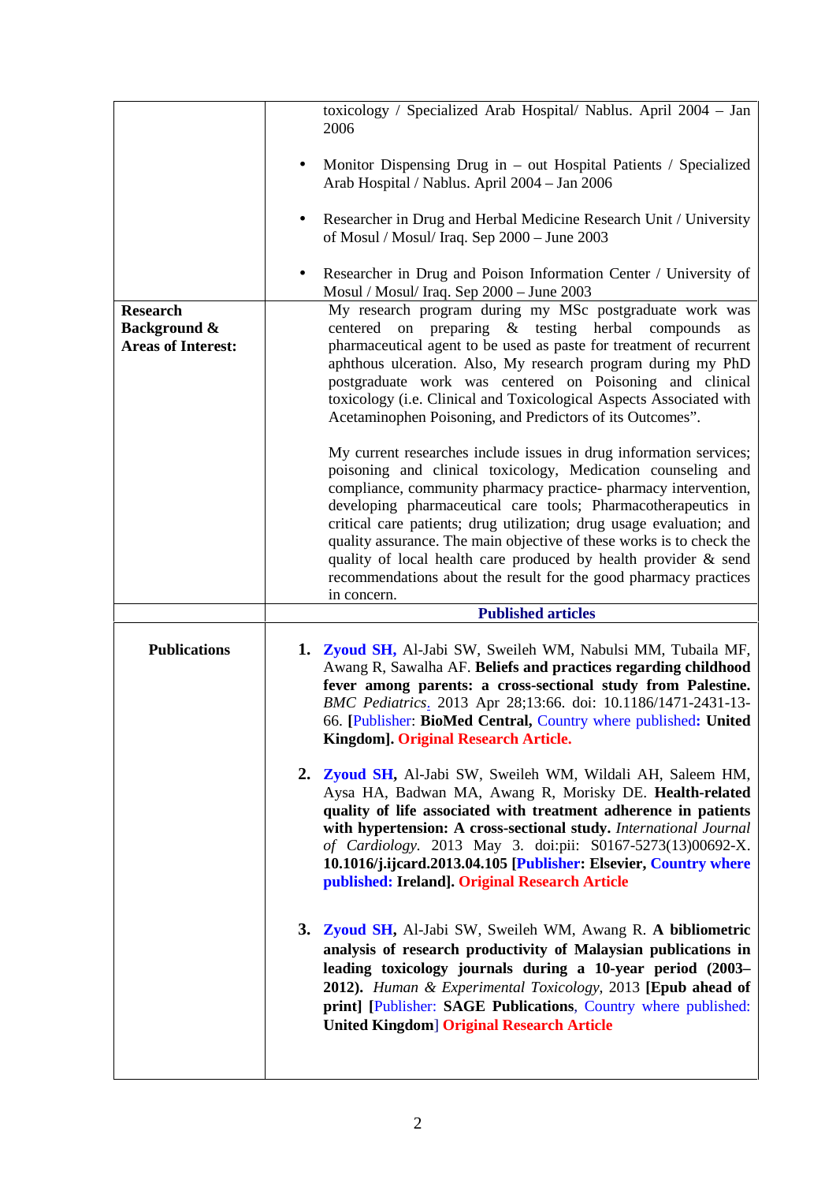| | |
|---|---|
| | toxicology / Specialized Arab Hospital/ Nablus. April 2004 – Jan 2006<br><br>• Monitor Dispensing Drug in – out Hospital Patients / Specialized Arab Hospital / Nablus. April 2004 – Jan 2006<br><br>• Researcher in Drug and Herbal Medicine Research Unit / University of Mosul / Mosul/ Iraq. Sep 2000 – June 2003<br><br>• Researcher in Drug and Poison Information Center / University of Mosul / Mosul/ Iraq. Sep 2000 – June 2003 |
| **Research Background & Areas of Interest:** | My research program during my MSc postgraduate work was centered on preparing & testing herbal compounds as pharmaceutical agent to be used as paste for treatment of recurrent aphthous ulceration. Also, My research program during my PhD postgraduate work was centered on Poisoning and clinical toxicology (i.e. Clinical and Toxicological Aspects Associated with Acetaminophen Poisoning, and Predictors of its Outcomes".<br><br>My current researches include issues in drug information services; poisoning and clinical toxicology, Medication counseling and compliance, community pharmacy practice- pharmacy intervention, developing pharmaceutical care tools; Pharmacotherapeutics in critical care patients; drug utilization; drug usage evaluation; and quality assurance. The main objective of these works is to check the quality of local health care produced by health provider & send recommendations about the result for the good pharmacy practices in concern. |
| | **Published articles** |
| **Publications** | 1. **Zyoud SH,** Al-Jabi SW, Sweileh WM, Nabulsi MM, Tubaila MF, Awang R, Sawalha AF. **Beliefs and practices regarding childhood fever among parents: a cross-sectional study from Palestine.** *BMC Pediatrics*. 2013 Apr 28;13:66. doi: 10.1186/1471-2431-13-66. **[**Publisher: **BioMed Central,** Country where published**: United Kingdom]. Original Research Article.**<br><br>2. **Zyoud SH,** Al-Jabi SW, Sweileh WM, Wildali AH, Saleem HM, Aysa HA, Badwan MA, Awang R, Morisky DE. **Health-related quality of life associated with treatment adherence in patients with hypertension: A cross-sectional study.** *International Journal of Cardiology*. 2013 May 3. doi:pii: S0167-5273(13)00692-X. **10.1016/j.ijcard.2013.04.105 [Publisher: Elsevier, Country where published: Ireland]. Original Research Article**<br><br>3. **Zyoud SH,** Al-Jabi SW, Sweileh WM, Awang R. **A bibliometric analysis of research productivity of Malaysian publications in leading toxicology journals during a 10-year period (2003–2012).** *Human & Experimental Toxicology*, 2013 **[Epub ahead of print] [**Publisher: **SAGE Publications**, Country where published: **United Kingdom**] **Original Research Article** |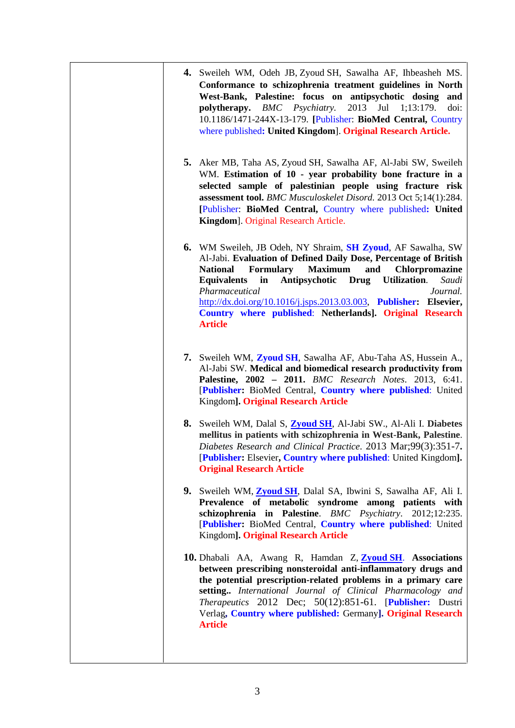4. Sweileh WM, Odeh JB, Zyoud SH, Sawalha AF, Ihbeasheh MS. **Conformance to schizophrenia treatment guidelines in North West-Bank, Palestine: focus on antipsychotic dosing and polytherapy.** *BMC Psychiatry.* 2013 Jul 1;13:179. doi: 10.1186/1471-244X-13-179. **[**Publisher: **BioMed Central,** Country where published**: United Kingdom**]. **Original Research Article.**

5. Aker MB, Taha AS, Zyoud SH, Sawalha AF, Al-Jabi SW, Sweileh WM. **Estimation of 10 - year probability bone fracture in a selected sample of palestinian people using fracture risk assessment tool.** *BMC Musculoskelet Disord.* 2013 Oct 5;14(1):284. **[**Publisher: **BioMed Central,** Country where published**: United Kingdom**]. Original Research Article.

6. WM Sweileh, JB Odeh, NY Shraim, **SH Zyoud**, AF Sawalha, SW Al-Jabi. **Evaluation of Defined Daily Dose, Percentage of British National Formulary Maximum and Chlorpromazine Equivalents in Antipsychotic Drug Utilization**. *Saudi Pharmaceutical Journal.* http://dx.doi.org/10.1016/j.jsps.2013.03.003, **Publisher: Elsevier, Country where published**: **Netherlands]. Original Research Article**

7. Sweileh WM, **Zyoud SH**, Sawalha AF, Abu-Taha AS, Hussein A., Al-Jabi SW. **Medical and biomedical research productivity from Palestine, 2002 – 2011.** *BMC Research Notes*. 2013, 6:41. [**Publisher:** BioMed Central, **Country where published**: United Kingdom**]. Original Research Article**

8. Sweileh WM, Dalal S, **Zyoud SH**, Al-Jabi SW., Al-Ali I. **Diabetes mellitus in patients with schizophrenia in West-Bank, Palestine**. *Diabetes Research and Clinical Practice*. 2013 Mar;99(3):351-7**.** [**Publisher:** Elsevier**, Country where published**: United Kingdom**]. Original Research Article**

9. Sweileh WM, **Zyoud SH**, Dalal SA, Ibwini S, Sawalha AF, Ali I. **Prevalence of metabolic syndrome among patients with schizophrenia in Palestine**. *BMC Psychiatry*. 2012;12:235. [**Publisher:** BioMed Central, **Country where published**: United Kingdom**]. Original Research Article**

10. Dhabali AA, Awang R, Hamdan Z, **Zyoud SH**. **Associations between prescribing nonsteroidal anti-inflammatory drugs and the potential prescription-related problems in a primary care setting..** *International Journal of Clinical Pharmacology and Therapeutics* 2012 Dec; 50(12):851-61. [**Publisher:** Dustri Verlag**, Country where published:** Germany**]. Original Research Article**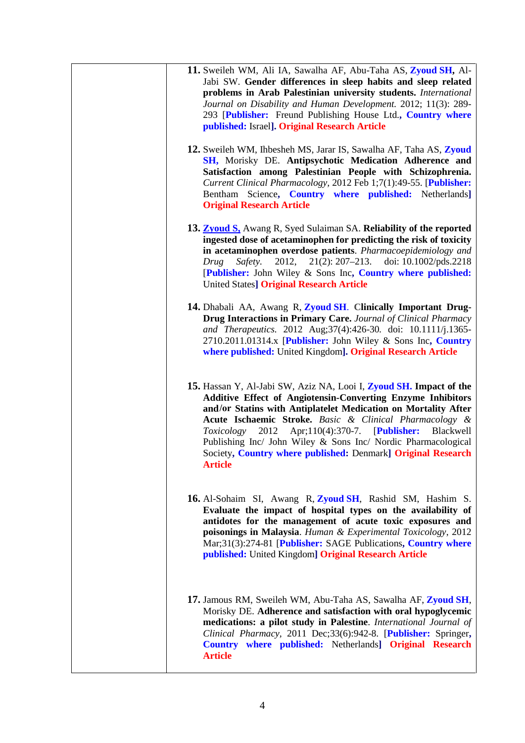| | |
|---|---|
| | **11.** Sweileh WM, Ali IA, Sawalha AF, Abu-Taha AS, **Zyoud SH**, Al-Jabi SW. **Gender differences in sleep habits and sleep related problems in Arab Palestinian university students.** *International Journal on Disability and Human Development.* 2012; 11(3): 289-293 [**Publisher:** Freund Publishing House Ltd., **Country where published:** Israel]. **Original Research Article**<br><br>**12.** Sweileh WM, Ihbesheh MS, Jarar IS, Sawalha AF, Taha AS, **Zyoud SH,** Morisky DE. **Antipsychotic Medication Adherence and Satisfaction among Palestinian People with Schizophrenia.** *Current Clinical Pharmacology*, 2012 Feb 1;7(1):49-55. [**Publisher:** Bentham Science, **Country where published:** Netherlands] **Original Research Article**<br><br>**13.** **Zyoud S,** Awang R, Syed Sulaiman SA. **Reliability of the reported ingested dose of acetaminophen for predicting the risk of toxicity in acetaminophen overdose patients**. *Pharmacoepidemiology and Drug Safety.* 2012, 21(2): 207–213. doi: 10.1002/pds.2218 [**Publisher:** John Wiley & Sons Inc, **Country where published:** United States] **Original Research Article**<br><br>**14.** Dhabali AA, Awang R, **Zyoud SH**. **Clinically Important Drug-Drug Interactions in Primary Care.** *Journal of Clinical Pharmacy and Therapeutics.* 2012 Aug;37(4):426-30. doi: 10.1111/j.1365-2710.2011.01314.x [**Publisher:** John Wiley & Sons Inc, **Country where published:** United Kingdom]. **Original Research Article**<br><br>**15.** Hassan Y, Al-Jabi SW, Aziz NA, Looi I, **Zyoud SH. Impact of the Additive Effect of Angiotensin-Converting Enzyme Inhibitors and/or Statins with Antiplatelet Medication on Mortality After Acute Ischaemic Stroke.** *Basic & Clinical Pharmacology & Toxicology* 2012 Apr;110(4):370-7. [**Publisher:** Blackwell Publishing Inc/ John Wiley & Sons Inc/ Nordic Pharmacological Society, **Country where published:** Denmark] **Original Research Article**<br><br>**16.** Al-Sohaim SI, Awang R, **Zyoud SH**, Rashid SM, Hashim S. **Evaluate the impact of hospital types on the availability of antidotes for the management of acute toxic exposures and poisonings in Malaysia**. *Human & Experimental Toxicology*, 2012 Mar;31(3):274-81 [**Publisher:** SAGE Publications, **Country where published:** United Kingdom] **Original Research Article**<br><br>**17.** Jamous RM, Sweileh WM, Abu-Taha AS, Sawalha AF, **Zyoud SH**, Morisky DE. **Adherence and satisfaction with oral hypoglycemic medications: a pilot study in Palestine**. *International Journal of Clinical Pharmacy*, 2011 Dec;33(6):942-8. [**Publisher:** Springer, **Country where published:** Netherlands] **Original Research Article** |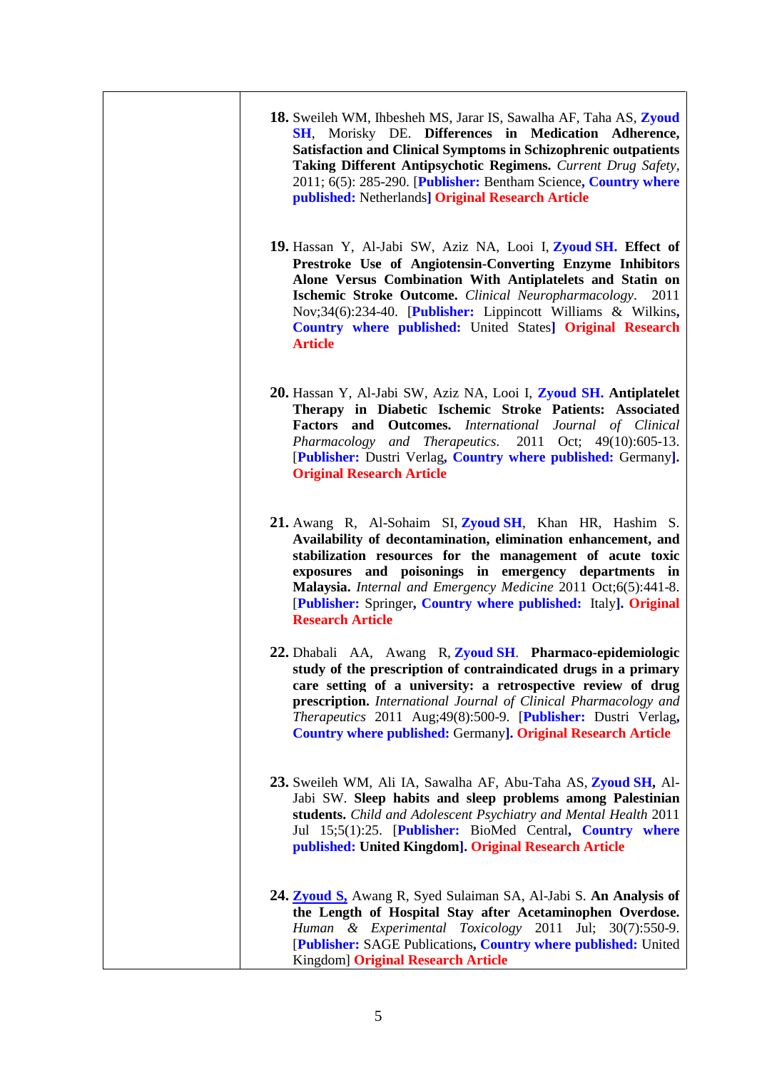| | |
|---|---|
| | **18.** Sweileh WM, Ihbesheh MS, Jarar IS, Sawalha AF, Taha AS, **Zyoud SH**, Morisky DE. **Differences in Medication Adherence, Satisfaction and Clinical Symptoms in Schizophrenic outpatients Taking Different Antipsychotic Regimens.** *Current Drug Safety,* 2011; 6(5): 285-290. [**Publisher:** Bentham Science**, Country where published:** Netherlands**]** **Original Research Article** |
| | **19.** Hassan Y, Al-Jabi SW, Aziz NA, Looi I, **Zyoud SH.** **Effect of Prestroke Use of Angiotensin-Converting Enzyme Inhibitors Alone Versus Combination With Antiplatelets and Statin on Ischemic Stroke Outcome.** *Clinical Neuropharmacology.* 2011 Nov;34(6):234-40. [**Publisher:** Lippincott Williams & Wilkins**, Country where published:** United States**]** **Original Research Article** |
| | **20.** Hassan Y, Al-Jabi SW, Aziz NA, Looi I, **Zyoud SH.** **Antiplatelet Therapy in Diabetic Ischemic Stroke Patients: Associated Factors and Outcomes.** *International Journal of Clinical Pharmacology and Therapeutics.* 2011 Oct; 49(10):605-13. [**Publisher:** Dustri Verlag**, Country where published:** Germany**].** **Original Research Article** |
| | **21.** Awang R, Al-Sohaim SI, **Zyoud SH**, Khan HR, Hashim S. **Availability of decontamination, elimination enhancement, and stabilization resources for the management of acute toxic exposures and poisonings in emergency departments in Malaysia.** *Internal and Emergency Medicine* 2011 Oct;6(5):441-8. [**Publisher:** Springer**, Country where published:** Italy**].** **Original Research Article** |
| | **22.** Dhabali AA, Awang R, **Zyoud SH**. **Pharmaco-epidemiologic study of the prescription of contraindicated drugs in a primary care setting of a university: a retrospective review of drug prescription.** *International Journal of Clinical Pharmacology and Therapeutics* 2011 Aug;49(8):500-9. [**Publisher:** Dustri Verlag**, Country where published:** Germany**].** **Original Research Article** |
| | **23.** Sweileh WM, Ali IA, Sawalha AF, Abu-Taha AS, **Zyoud SH,** Al-Jabi SW. **Sleep habits and sleep problems among Palestinian students.** *Child and Adolescent Psychiatry and Mental Health* 2011 Jul 15;5(1):25. [**Publisher:** BioMed Central**, Country where published:** **United Kingdom].** **Original Research Article** |
| | **24.** **Zyoud S,** Awang R, Syed Sulaiman SA, Al-Jabi S. **An Analysis of the Length of Hospital Stay after Acetaminophen Overdose.** *Human & Experimental Toxicology* 2011 Jul; 30(7):550-9. [**Publisher:** SAGE Publications**, Country where published:** United Kingdom] **Original Research Article** |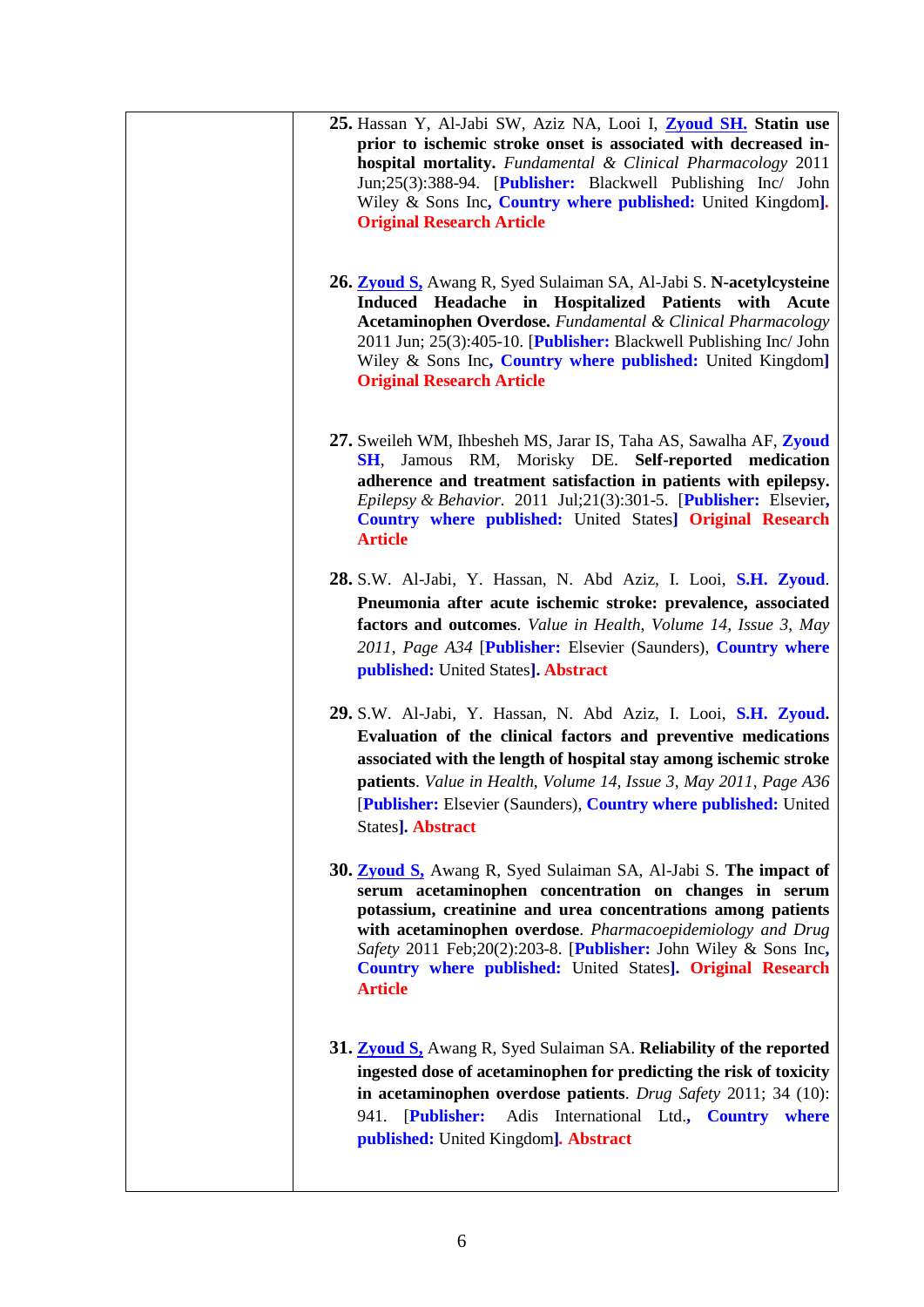| | |
|---|---|
| | **25.** Hassan Y, Al-Jabi SW, Aziz NA, Looi I, **Zyoud SH.** **Statin use prior to ischemic stroke onset is associated with decreased in-hospital mortality.** *Fundamental & Clinical Pharmacology* 2011 Jun;25(3):388-94. [**Publisher:** Blackwell Publishing Inc/ John Wiley & Sons Inc**, Country where published:** United Kingdom**]. Original Research Article** <br><br> **26.** **Zyoud S,** Awang R, Syed Sulaiman SA, Al-Jabi S. **N-acetylcysteine Induced Headache in Hospitalized Patients with Acute Acetaminophen Overdose.** *Fundamental & Clinical Pharmacology* 2011 Jun; 25(3):405-10. [**Publisher:** Blackwell Publishing Inc/ John Wiley & Sons Inc**, Country where published:** United Kingdom**] Original Research Article** <br><br> **27.** Sweileh WM, Ihbesheh MS, Jarar IS, Taha AS, Sawalha AF, **Zyoud SH**, Jamous RM, Morisky DE. **Self-reported medication adherence and treatment satisfaction in patients with epilepsy.** *Epilepsy & Behavior.* 2011 Jul;21(3):301-5. [**Publisher:** Elsevier**, Country where published:** United States**] Original Research Article** <br><br> **28.** S.W. Al-Jabi, Y. Hassan, N. Abd Aziz, I. Looi, **S.H. Zyoud**. **Pneumonia after acute ischemic stroke: prevalence, associated factors and outcomes**. *Value in Health, Volume 14, Issue 3, May 2011, Page A34* [**Publisher:** Elsevier (Saunders), **Country where published:** United States**]. Abstract** <br><br> **29.** S.W. Al-Jabi, Y. Hassan, N. Abd Aziz, I. Looi, **S.H. Zyoud.** **Evaluation of the clinical factors and preventive medications associated with the length of hospital stay among ischemic stroke patients**. *Value in Health, Volume 14, Issue 3, May 2011, Page A36* [**Publisher:** Elsevier (Saunders), **Country where published:** United States**]. Abstract** <br><br> **30.** **Zyoud S,** Awang R, Syed Sulaiman SA, Al-Jabi S. **The impact of serum acetaminophen concentration on changes in serum potassium, creatinine and urea concentrations among patients with acetaminophen overdose**. *Pharmacoepidemiology and Drug Safety* 2011 Feb;20(2):203-8. [**Publisher:** John Wiley & Sons Inc**, Country where published:** United States**]. Original Research Article** <br><br> **31.** **Zyoud S,** Awang R, Syed Sulaiman SA. **Reliability of the reported ingested dose of acetaminophen for predicting the risk of toxicity in acetaminophen overdose patients**. *Drug Safety* 2011; 34 (10): 941. [**Publisher:** Adis International Ltd.**, Country where published:** United Kingdom**]. Abstract** |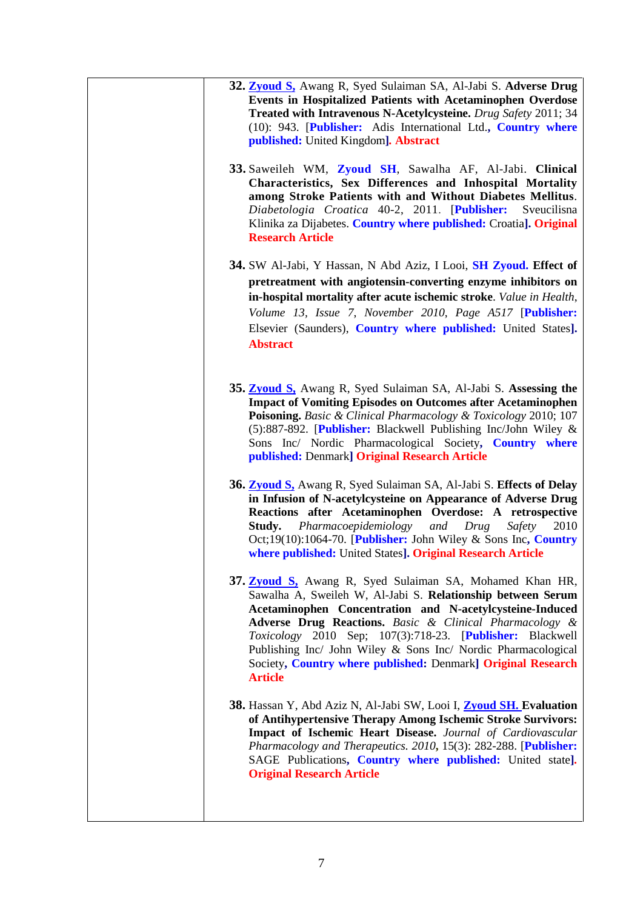32. Zyoud S, Awang R, Syed Sulaiman SA, Al-Jabi S. **Adverse Drug Events in Hospitalized Patients with Acetaminophen Overdose Treated with Intravenous N-Acetylcysteine.** *Drug Safety* 2011; 34 (10): 943. [**Publisher:** Adis International Ltd.**, Country where published:** United Kingdom**]. Abstract**

33. Saweileh WM, **Zyoud SH**, Sawalha AF, Al-Jabi. **Clinical Characteristics, Sex Differences and Inhospital Mortality among Stroke Patients with and Without Diabetes Mellitus**. *Diabetologia Croatica* 40-2, 2011. [**Publisher:** Sveucilisna Klinika za Dijabetes. **Country where published:** Croatia**]. Original Research Article**

34. SW Al-Jabi, Y Hassan, N Abd Aziz, I Looi, **SH Zyoud. Effect of pretreatment with angiotensin-converting enzyme inhibitors on in-hospital mortality after acute ischemic stroke**. *Value in Health, Volume 13, Issue 7, November 2010, Page A517* [**Publisher:** Elsevier (Saunders), **Country where published:** United States**]. Abstract**

35. Zyoud S, Awang R, Syed Sulaiman SA, Al-Jabi S. **Assessing the Impact of Vomiting Episodes on Outcomes after Acetaminophen Poisoning.** *Basic & Clinical Pharmacology & Toxicology* 2010; 107 (5):887-892. [**Publisher:** Blackwell Publishing Inc/John Wiley & Sons Inc/ Nordic Pharmacological Society**, Country where published:** Denmark**] Original Research Article**

36. Zyoud S, Awang R, Syed Sulaiman SA, Al-Jabi S. **Effects of Delay in Infusion of N-acetylcysteine on Appearance of Adverse Drug Reactions after Acetaminophen Overdose: A retrospective Study.** *Pharmacoepidemiology and Drug Safety* 2010 Oct;19(10):1064-70. [**Publisher:** John Wiley & Sons Inc**, Country where published:** United States**]. Original Research Article**

37. Zyoud S, Awang R, Syed Sulaiman SA, Mohamed Khan HR, Sawalha A, Sweileh W, Al-Jabi S. **Relationship between Serum Acetaminophen Concentration and N-acetylcysteine-Induced Adverse Drug Reactions.** *Basic & Clinical Pharmacology & Toxicology* 2010 Sep; 107(3):718-23. [**Publisher:** Blackwell Publishing Inc/ John Wiley & Sons Inc/ Nordic Pharmacological Society**, Country where published:** Denmark**] Original Research Article**

38. Hassan Y, Abd Aziz N, Al-Jabi SW, Looi I, Zyoud SH. **Evaluation of Antihypertensive Therapy Among Ischemic Stroke Survivors: Impact of Ischemic Heart Disease.** *Journal of Cardiovascular Pharmacology and Therapeutics. 2010***,** 15(3): 282-288. [**Publisher:** SAGE Publications**, Country where published:** United state**]. Original Research Article**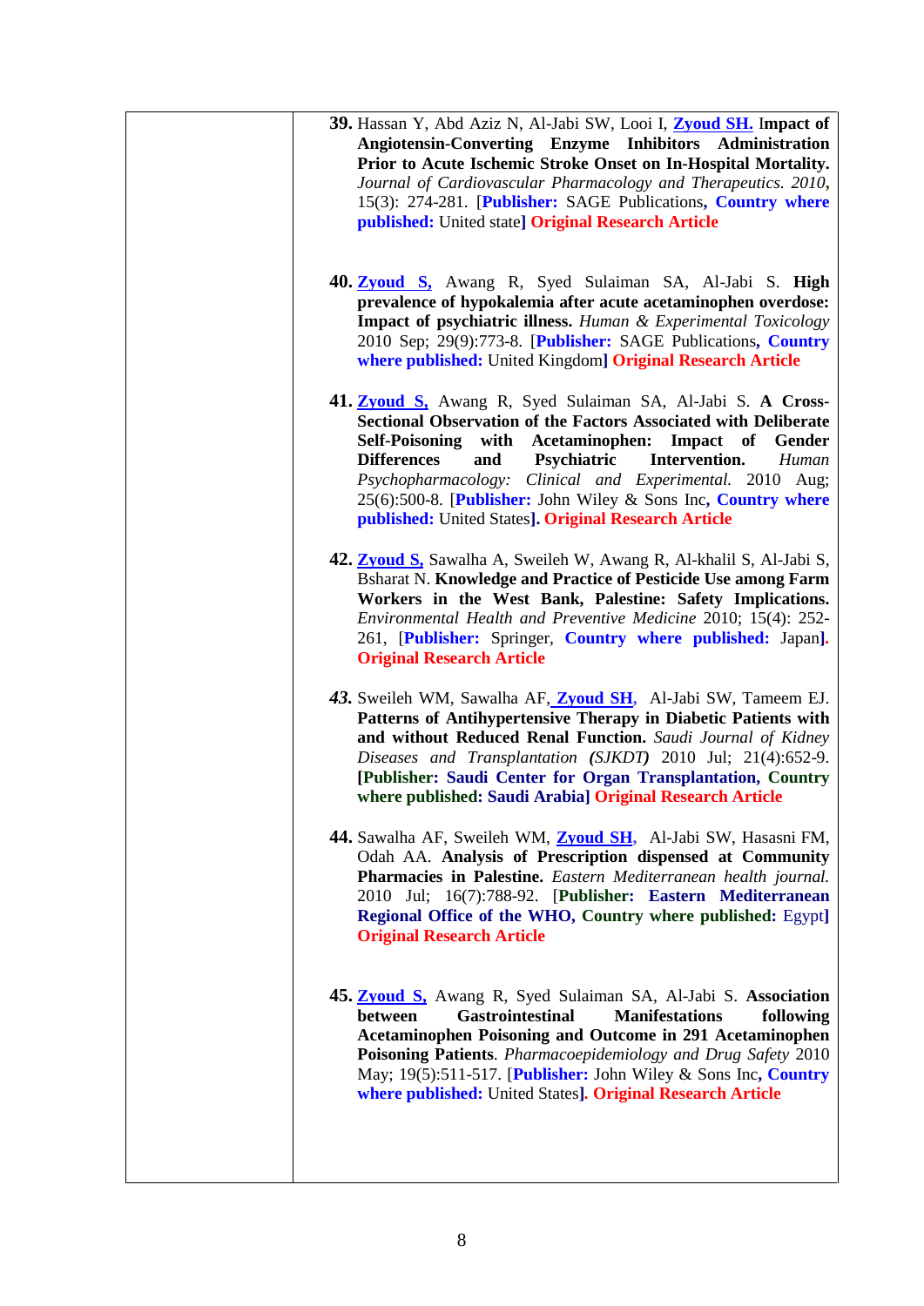**39.** Hassan Y, Abd Aziz N, Al-Jabi SW, Looi I, Zyoud SH. Impact of **Angiotensin-Converting Enzyme Inhibitors Administration Prior to Acute Ischemic Stroke Onset on In-Hospital Mortality.** *Journal of Cardiovascular Pharmacology and Therapeutics. 2010*, 15(3): 274-281. [**Publisher:** SAGE Publications**, Country where published:** United state**]** **Original Research Article**

**40.** Zyoud S, Awang R, Syed Sulaiman SA, Al-Jabi S. **High prevalence of hypokalemia after acute acetaminophen overdose: Impact of psychiatric illness.** *Human & Experimental Toxicology* 2010 Sep; 29(9):773-8. [**Publisher:** SAGE Publications**, Country where published:** United Kingdom**]** **Original Research Article**

**41.** Zyoud S, Awang R, Syed Sulaiman SA, Al-Jabi S. **A Cross-Sectional Observation of the Factors Associated with Deliberate Self-Poisoning with Acetaminophen: Impact of Gender Differences and Psychiatric Intervention.** *Human Psychopharmacology: Clinical and Experimental.* 2010 Aug; 25(6):500-8. [**Publisher:** John Wiley & Sons Inc**, Country where published:** United States**]. Original Research Article**

**42.** Zyoud S, Sawalha A, Sweileh W, Awang R, Al-khalil S, Al-Jabi S, Bsharat N. **Knowledge and Practice of Pesticide Use among Farm Workers in the West Bank, Palestine: Safety Implications.** *Environmental Health and Preventive Medicine* 2010; 15(4): 252-261, [**Publisher:** Springer, **Country where published:** Japan**]. Original Research Article**

***43.*** Sweileh WM, Sawalha AF, Zyoud SH, Al-Jabi SW, Tameem EJ. **Patterns of Antihypertensive Therapy in Diabetic Patients with and without Reduced Renal Function.** *Saudi Journal of Kidney Diseases and Transplantation (SJKDT)* 2010 Jul; 21(4):652-9. **[Publisher: Saudi Center for Organ Transplantation, Country where published: Saudi Arabia] Original Research Article**

**44.** Sawalha AF, Sweileh WM, Zyoud SH, Al-Jabi SW, Hasasni FM, Odah AA. **Analysis of Prescription dispensed at Community Pharmacies in Palestine.** *Eastern Mediterranean health journal.* 2010 Jul; 16(7):788-92. [**Publisher: Eastern Mediterranean Regional Office of the WHO, Country where published:** Egypt**]** **Original Research Article**

**45.** Zyoud S, Awang R, Syed Sulaiman SA, Al-Jabi S. **Association between Gastrointestinal Manifestations following Acetaminophen Poisoning and Outcome in 291 Acetaminophen Poisoning Patients**. *Pharmacoepidemiology and Drug Safety* 2010 May; 19(5):511-517. [**Publisher:** John Wiley & Sons Inc**, Country where published:** United States**]. Original Research Article**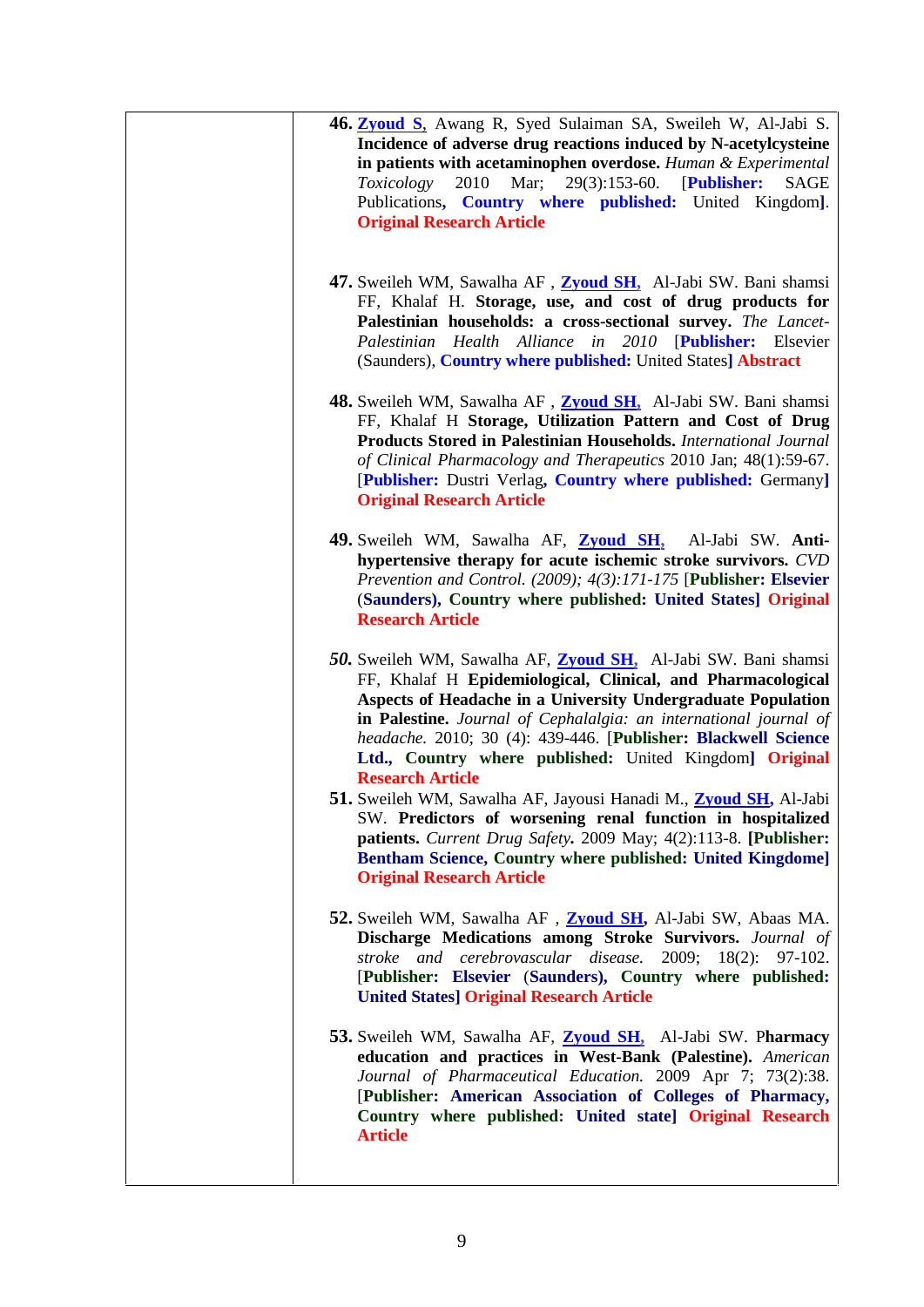46. Zyoud S, Awang R, Syed Sulaiman SA, Sweileh W, Al-Jabi S. **Incidence of adverse drug reactions induced by N-acetylcysteine in patients with acetaminophen overdose.** *Human & Experimental Toxicology* 2010 Mar; 29(3):153-60. [**Publisher:** SAGE Publications**, Country where published:** United Kingdom**]**. **Original Research Article**

47. Sweileh WM, Sawalha AF , Zyoud SH, Al-Jabi SW. Bani shamsi FF, Khalaf H. **Storage, use, and cost of drug products for Palestinian households: a cross-sectional survey.** *The Lancet-Palestinian Health Alliance in 2010* [**Publisher:** Elsevier (Saunders), **Country where published:** United States**] Abstract**

48. Sweileh WM, Sawalha AF , Zyoud SH, Al-Jabi SW. Bani shamsi FF, Khalaf H **Storage, Utilization Pattern and Cost of Drug Products Stored in Palestinian Households.** *International Journal of Clinical Pharmacology and Therapeutics* 2010 Jan; 48(1):59-67. [**Publisher:** Dustri Verlag**, Country where published:** Germany**]** **Original Research Article**

49. Sweileh WM, Sawalha AF, Zyoud SH, Al-Jabi SW. **Anti-hypertensive therapy for acute ischemic stroke survivors.** *CVD Prevention and Control. (2009); 4(3):171-175* [**Publisher: Elsevier** (**Saunders), Country where published: United States] Original Research Article**

*50.* Sweileh WM, Sawalha AF, Zyoud SH, Al-Jabi SW. Bani shamsi FF, Khalaf H **Epidemiological, Clinical, and Pharmacological Aspects of Headache in a University Undergraduate Population in Palestine.** *Journal of Cephalalgia: an international journal of headache.* 2010; 30 (4): 439-446. [**Publisher: Blackwell Science Ltd., Country where published:** United Kingdom**] Original Research Article**

51. Sweileh WM, Sawalha AF, Jayousi Hanadi M., **Zyoud SH,** Al-Jabi SW. **Predictors of worsening renal function in hospitalized patients.** *Current Drug Safety***.** 2009 May; 4(2):113-8. **[Publisher: Bentham Science, Country where published: United Kingdome] Original Research Article**

52. Sweileh WM, Sawalha AF , **Zyoud SH,** Al-Jabi SW, Abaas MA. **Discharge Medications among Stroke Survivors.** *Journal of stroke and cerebrovascular disease.* 2009; 18(2): 97-102. [**Publisher: Elsevier** (**Saunders), Country where published: United States] Original Research Article**

53. Sweileh WM, Sawalha AF, Zyoud SH, Al-Jabi SW. P**harmacy education and practices in West-Bank (Palestine).** *American Journal of Pharmaceutical Education.* 2009 Apr 7; 73(2):38. [**Publisher: American Association of Colleges of Pharmacy, Country where published: United state] Original Research Article**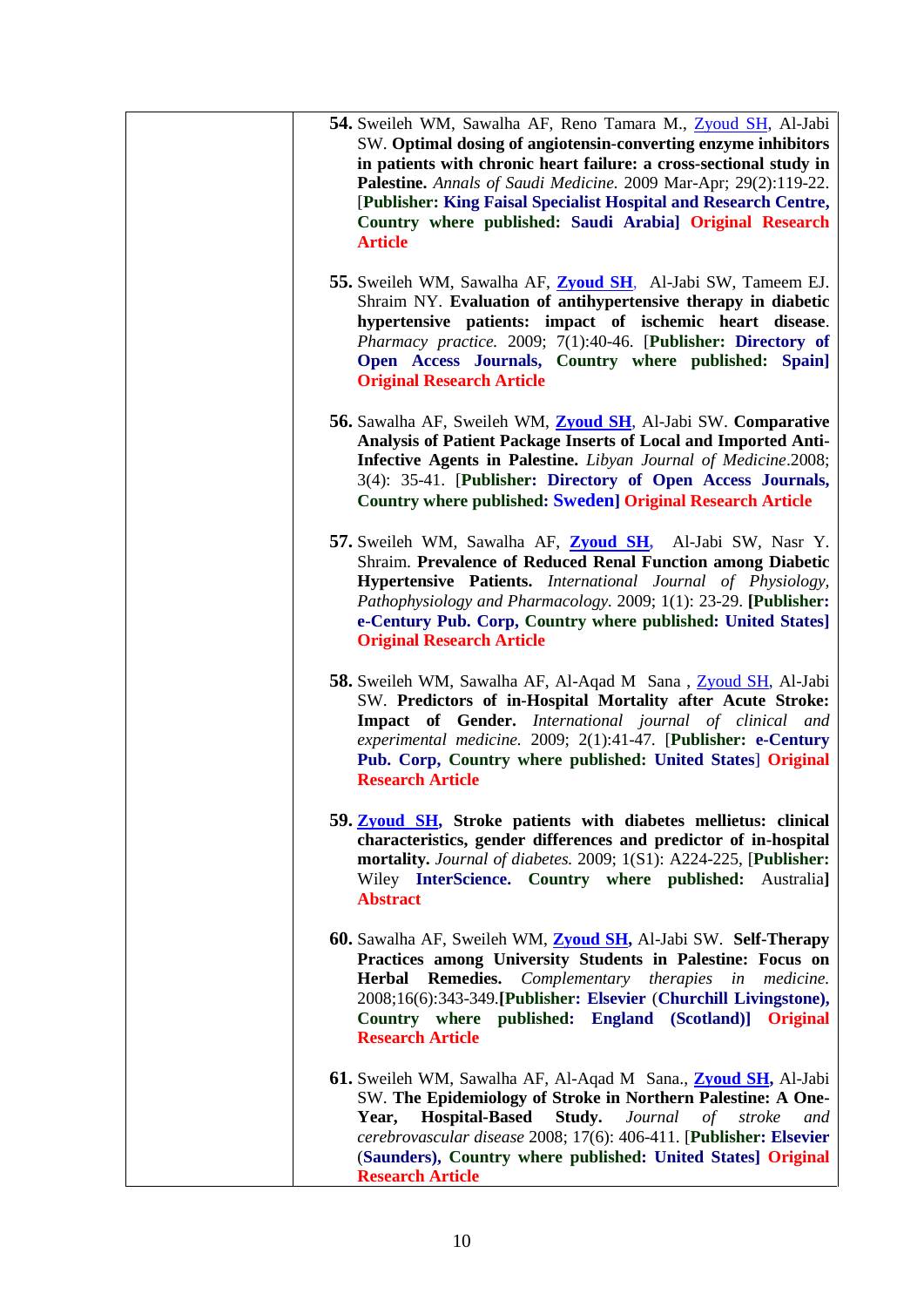**54.** Sweileh WM, Sawalha AF, Reno Tamara M., Zyoud SH, Al-Jabi SW. **Optimal dosing of angiotensin-converting enzyme inhibitors in patients with chronic heart failure: a cross-sectional study in Palestine.** *Annals of Saudi Medicine.* 2009 Mar-Apr; 29(2):119-22. [**Publisher: King Faisal Specialist Hospital and Research Centre, Country where published: Saudi Arabia] Original Research Article**

**55.** Sweileh WM, Sawalha AF, **Zyoud SH**, Al-Jabi SW, Tameem EJ. Shraim NY. **Evaluation of antihypertensive therapy in diabetic hypertensive patients: impact of ischemic heart disease**. *Pharmacy practice.* 2009; 7(1):40-46. [**Publisher: Directory of Open Access Journals, Country where published: Spain] Original Research Article**

**56.** Sawalha AF, Sweileh WM, **Zyoud SH**, Al-Jabi SW. **Comparative Analysis of Patient Package Inserts of Local and Imported Anti-Infective Agents in Palestine.** *Libyan Journal of Medicine*.2008; 3(4): 35-41. [**Publisher: Directory of Open Access Journals, Country where published: Sweden] Original Research Article**

**57.** Sweileh WM, Sawalha AF, **Zyoud SH**, Al-Jabi SW, Nasr Y. Shraim. **Prevalence of Reduced Renal Function among Diabetic Hypertensive Patients.** *International Journal of Physiology, Pathophysiology and Pharmacology.* 2009; 1(1): 23-29. **[Publisher: e-Century Pub. Corp, Country where published: United States] Original Research Article**

**58.** Sweileh WM, Sawalha AF, Al-Aqad M Sana , Zyoud SH, Al-Jabi SW. **Predictors of in-Hospital Mortality after Acute Stroke: Impact of Gender.** *International journal of clinical and experimental medicine.* 2009; 2(1):41-47. [**Publisher: e-Century Pub. Corp, Country where published: United States**] **Original Research Article**

**59.** **Zyoud SH, Stroke patients with diabetes mellietus: clinical characteristics, gender differences and predictor of in-hospital mortality.** *Journal of diabetes.* 2009; 1(S1): A224-225, [**Publisher:** Wiley **InterScience. Country where published:** Australia**] Abstract**

**60.** Sawalha AF, Sweileh WM, **Zyoud SH,** Al-Jabi SW. **Self-Therapy Practices among University Students in Palestine: Focus on Herbal Remedies.** *Complementary therapies in medicine.* 2008;16(6):343-349.**[Publisher: Elsevier (Churchill Livingstone), Country where published: England (Scotland)] Original Research Article**

**61.** Sweileh WM, Sawalha AF, Al-Aqad M Sana., **Zyoud SH,** Al-Jabi SW. **The Epidemiology of Stroke in Northern Palestine: A One-Year, Hospital-Based Study.** *Journal of stroke and cerebrovascular disease* 2008; 17(6): 406-411. [**Publisher: Elsevier (Saunders), Country where published: United States] Original Research Article**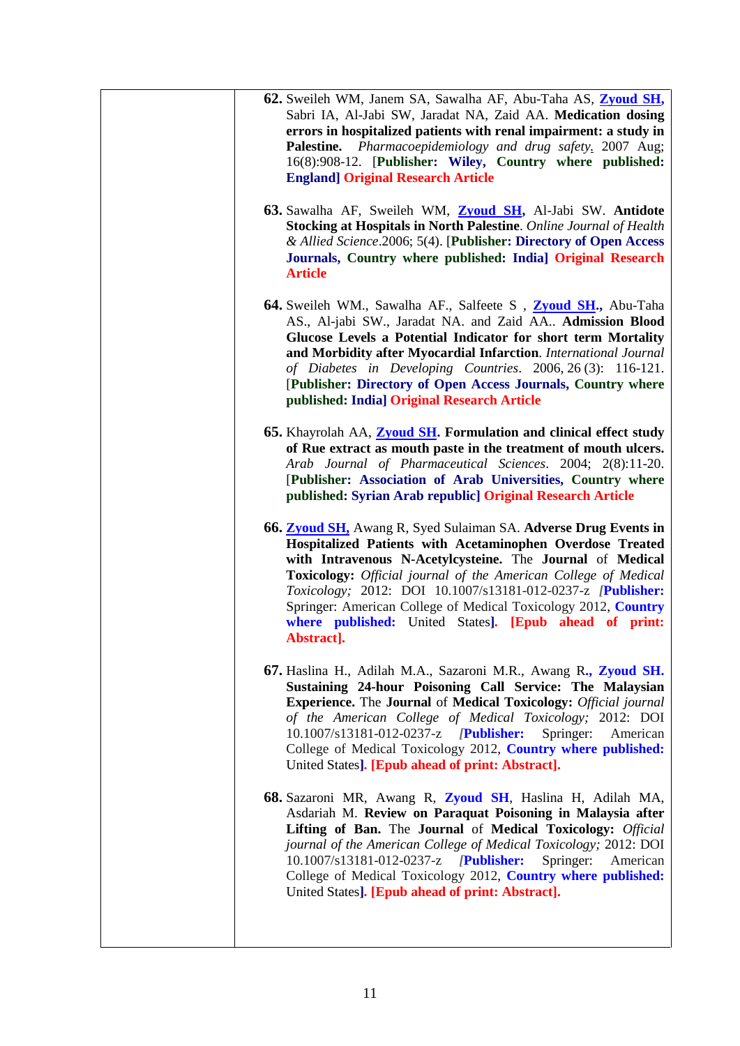| | |
|---|---|
| | **62.** Sweileh WM, Janem SA, Sawalha AF, Abu-Taha AS, **Zyoud SH,** Sabri IA, Al-Jabi SW, Jaradat NA, Zaid AA. **Medication dosing errors in hospitalized patients with renal impairment: a study in Palestine.** *Pharmacoepidemiology and drug safety.* 2007 Aug; 16(8):908-12. [**Publisher: Wiley, Country where published: England] Original Research Article**<br><br>**63.** Sawalha AF, Sweileh WM, **Zyoud SH,** Al-Jabi SW. **Antidote Stocking at Hospitals in North Palestine**. *Online Journal of Health & Allied Science*.2006; 5(4). [**Publisher: Directory of Open Access Journals, Country where published: India] Original Research Article**<br><br>**64.** Sweileh WM., Sawalha AF., Salfeete S , **Zyoud SH.,** Abu-Taha AS., Al-jabi SW., Jaradat NA. and Zaid AA.. **Admission Blood Glucose Levels a Potential Indicator for short term Mortality and Morbidity after Myocardial Infarction**. *International Journal of Diabetes in Developing Countries*. 2006, 26 (3): 116-121. [**Publisher: Directory of Open Access Journals, Country where published: India] Original Research Article**<br><br>**65.** Khayrolah AA, **Zyoud SH**. **Formulation and clinical effect study of Rue extract as mouth paste in the treatment of mouth ulcers.** *Arab Journal of Pharmaceutical Sciences*. 2004; 2(8):11-20. [**Publisher: Association of Arab Universities, Country where published: Syrian Arab republic] Original Research Article**<br><br>**66.** **Zyoud SH,** Awang R, Syed Sulaiman SA. **Adverse Drug Events in Hospitalized Patients with Acetaminophen Overdose Treated with Intravenous N-Acetylcysteine.** The **Journal** of **Medical Toxicology:** *Official journal of the American College of Medical Toxicology;* 2012: DOI 10.1007/s13181-012-0237-z *[***Publisher:** Springer: American College of Medical Toxicology 2012, **Country where published:** United States**]. [Epub ahead of print: Abstract].**<br><br>**67.** Haslina H., Adilah M.A., Sazaroni M.R., Awang R**., Zyoud SH. Sustaining 24-hour Poisoning Call Service: The Malaysian Experience.** The **Journal** of **Medical Toxicology:** *Official journal of the American College of Medical Toxicology;* 2012: DOI 10.1007/s13181-012-0237-z *[***Publisher:** Springer: American College of Medical Toxicology 2012, **Country where published:** United States**]. [Epub ahead of print: Abstract].**<br><br>**68.** Sazaroni MR, Awang R, **Zyoud SH**, Haslina H, Adilah MA, Asdariah M. **Review on Paraquat Poisoning in Malaysia after Lifting of Ban.** The **Journal** of **Medical Toxicology:** *Official journal of the American College of Medical Toxicology;* 2012: DOI 10.1007/s13181-012-0237-z *[***Publisher:** Springer: American College of Medical Toxicology 2012, **Country where published:** United States**]. [Epub ahead of print: Abstract].** |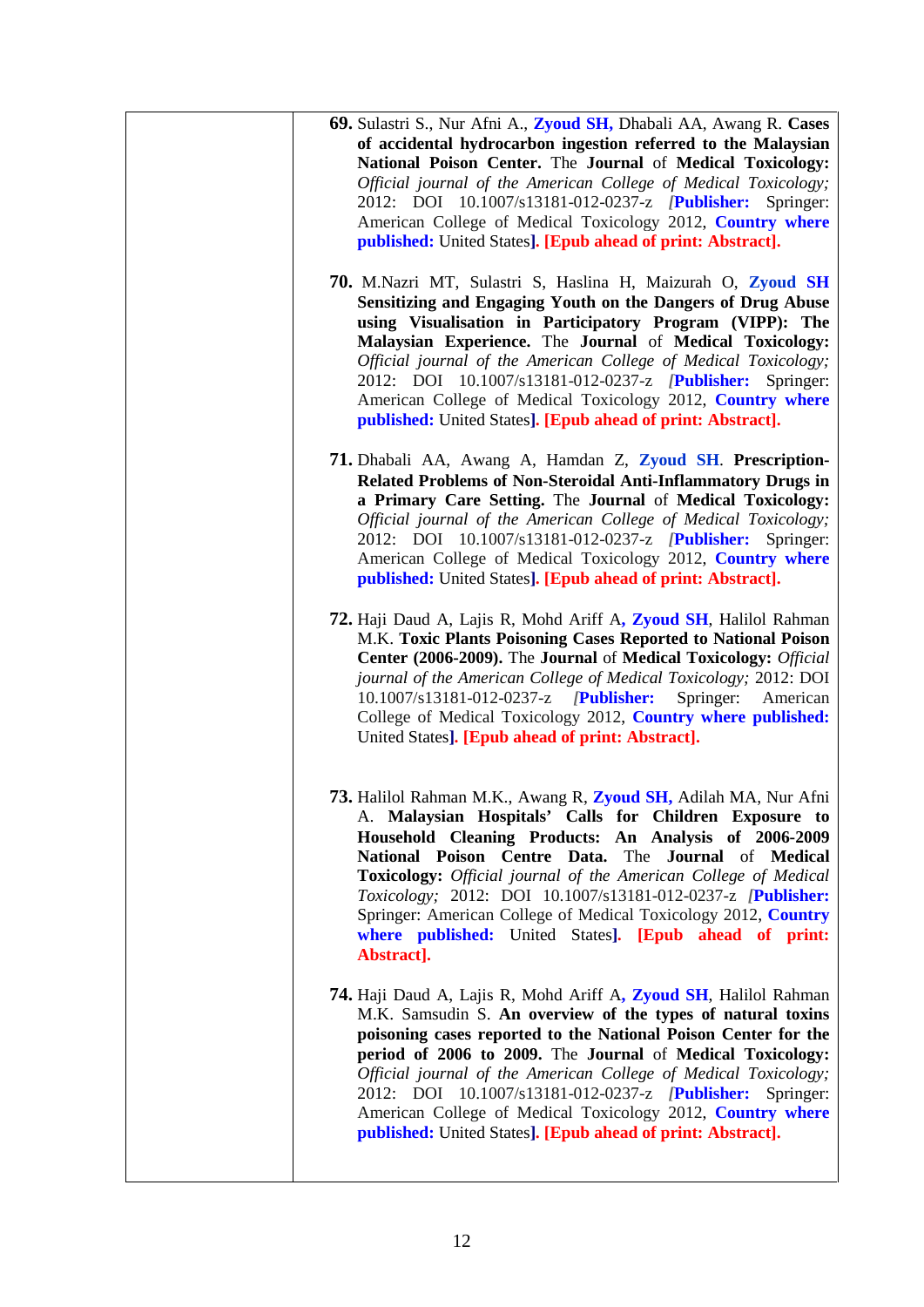**69.** Sulastri S., Nur Afni A., **Zyoud SH,** Dhabali AA, Awang R. **Cases of accidental hydrocarbon ingestion referred to the Malaysian National Poison Center.** The **Journal** of **Medical Toxicology:** *Official journal of the American College of Medical Toxicology;* 2012: DOI 10.1007/s13181-012-0237-z *[***Publisher:** Springer: American College of Medical Toxicology 2012, **Country where published:** United States**]. [Epub ahead of print: Abstract].**

**70.** M.Nazri MT, Sulastri S, Haslina H, Maizurah O, **Zyoud SH** **Sensitizing and Engaging Youth on the Dangers of Drug Abuse using Visualisation in Participatory Program (VIPP): The Malaysian Experience.** The **Journal** of **Medical Toxicology:** *Official journal of the American College of Medical Toxicology;* 2012: DOI 10.1007/s13181-012-0237-z *[***Publisher:** Springer: American College of Medical Toxicology 2012, **Country where published:** United States**]. [Epub ahead of print: Abstract].**

**71.** Dhabali AA, Awang A, Hamdan Z, **Zyoud SH**. **Prescription-Related Problems of Non-Steroidal Anti-Inflammatory Drugs in a Primary Care Setting.** The **Journal** of **Medical Toxicology:** *Official journal of the American College of Medical Toxicology;* 2012: DOI 10.1007/s13181-012-0237-z *[***Publisher:** Springer: American College of Medical Toxicology 2012, **Country where published:** United States**]. [Epub ahead of print: Abstract].**

**72.** Haji Daud A, Lajis R, Mohd Ariff A**, Zyoud SH**, Halilol Rahman M.K. **Toxic Plants Poisoning Cases Reported to National Poison Center (2006-2009).** The **Journal** of **Medical Toxicology:** *Official journal of the American College of Medical Toxicology;* 2012: DOI 10.1007/s13181-012-0237-z *[***Publisher:** Springer: American College of Medical Toxicology 2012, **Country where published:** United States**]. [Epub ahead of print: Abstract].**

**73.** Halilol Rahman M.K., Awang R, **Zyoud SH,** Adilah MA, Nur Afni A. **Malaysian Hospitals' Calls for Children Exposure to Household Cleaning Products: An Analysis of 2006-2009 National Poison Centre Data.** The **Journal** of **Medical Toxicology:** *Official journal of the American College of Medical Toxicology;* 2012: DOI 10.1007/s13181-012-0237-z *[***Publisher:** Springer: American College of Medical Toxicology 2012, **Country where published:** United States**]. [Epub ahead of print: Abstract].**

**74.** Haji Daud A, Lajis R, Mohd Ariff A**, Zyoud SH**, Halilol Rahman M.K. Samsudin S. **An overview of the types of natural toxins poisoning cases reported to the National Poison Center for the period of 2006 to 2009.** The **Journal** of **Medical Toxicology:** *Official journal of the American College of Medical Toxicology;* 2012: DOI 10.1007/s13181-012-0237-z *[***Publisher:** Springer: American College of Medical Toxicology 2012, **Country where published:** United States**]. [Epub ahead of print: Abstract].**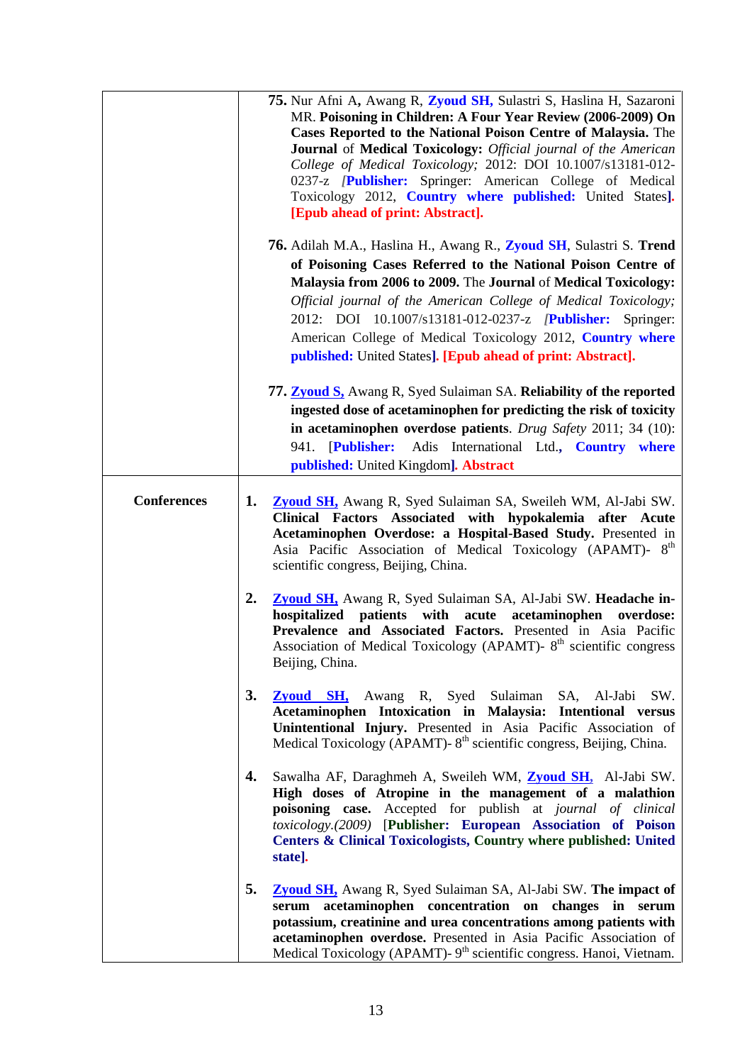| | |
|---|---|
| | **75.** Nur Afni A**,** Awang R, **Zyoud SH,** Sulastri S, Haslina H, Sazaroni MR. **Poisoning in Children: A Four Year Review (2006-2009) On Cases Reported to the National Poison Centre of Malaysia.** The **Journal** of **Medical Toxicology:** *Official journal of the American College of Medical Toxicology;* 2012: DOI 10.1007/s13181-012-0237-z ***[*Publisher:**** Springer: American College of Medical Toxicology 2012, **Country where published:** United States**]. [Epub ahead of print: Abstract].**<br><br>**76.** Adilah M.A., Haslina H., Awang R., **Zyoud SH**, Sulastri S. **Trend of Poisoning Cases Referred to the National Poison Centre of Malaysia from 2006 to 2009.** The **Journal** of **Medical Toxicology:** *Official journal of the American College of Medical Toxicology;* 2012: DOI 10.1007/s13181-012-0237-z ***[*Publisher:**** Springer: American College of Medical Toxicology 2012, **Country where published:** United States**]. [Epub ahead of print: Abstract].**<br><br>**77.** **Zyoud S,** Awang R, Syed Sulaiman SA. **Reliability of the reported ingested dose of acetaminophen for predicting the risk of toxicity in acetaminophen overdose patients**. *Drug Safety* 2011; 34 (10): 941. [**Publisher:** Adis International Ltd.**, Country where published:** United Kingdom**]. Abstract** |
| **Conferences** | **1.** **Zyoud SH,** Awang R, Syed Sulaiman SA, Sweileh WM, Al-Jabi SW. **Clinical Factors Associated with hypokalemia after Acute Acetaminophen Overdose: a Hospital-Based Study.** Presented in Asia Pacific Association of Medical Toxicology (APAMT)- 8th scientific congress, Beijing, China.<br><br>**2.** **Zyoud SH,** Awang R, Syed Sulaiman SA, Al-Jabi SW. **Headache in-hospitalized patients with acute acetaminophen overdose: Prevalence and Associated Factors.** Presented in Asia Pacific Association of Medical Toxicology (APAMT)- 8th scientific congress Beijing, China.<br><br>**3.** **Zyoud SH,** Awang R, Syed Sulaiman SA, Al-Jabi SW. **Acetaminophen Intoxication in Malaysia: Intentional versus Unintentional Injury.** Presented in Asia Pacific Association of Medical Toxicology (APAMT)- 8th scientific congress, Beijing, China.<br><br>**4.** Sawalha AF, Daraghmeh A, Sweileh WM, **Zyoud SH,** Al-Jabi SW. **High doses of Atropine in the management of a malathion poisoning case.** Accepted for publish at *journal of clinical toxicology.(2009)* [**Publisher: European Association of Poison Centers & Clinical Toxicologists, Country where published: United state].**<br><br>**5.** **Zyoud SH,** Awang R, Syed Sulaiman SA, Al-Jabi SW. **The impact of serum acetaminophen concentration on changes in serum potassium, creatinine and urea concentrations among patients with acetaminophen overdose.** Presented in Asia Pacific Association of Medical Toxicology (APAMT)- 9th scientific congress. Hanoi, Vietnam. |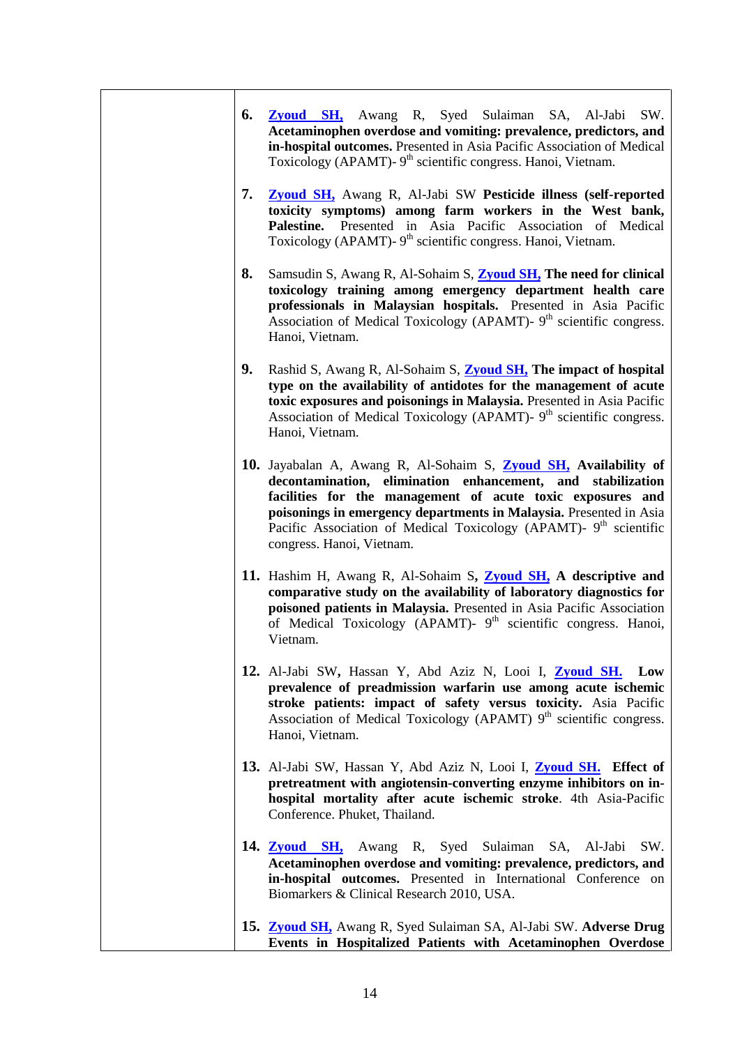6. **Zyoud SH,** Awang R, Syed Sulaiman SA, Al-Jabi SW. **Acetaminophen overdose and vomiting: prevalence, predictors, and in-hospital outcomes.** Presented in Asia Pacific Association of Medical Toxicology (APAMT)- 9th scientific congress. Hanoi, Vietnam.

7. **Zyoud SH,** Awang R, Al-Jabi SW **Pesticide illness (self-reported toxicity symptoms) among farm workers in the West bank, Palestine.** Presented in Asia Pacific Association of Medical Toxicology (APAMT)- 9th scientific congress. Hanoi, Vietnam.

8. Samsudin S, Awang R, Al-Sohaim S, **Zyoud SH, The need for clinical toxicology training among emergency department health care professionals in Malaysian hospitals.** Presented in Asia Pacific Association of Medical Toxicology (APAMT)- 9th scientific congress. Hanoi, Vietnam.

9. Rashid S, Awang R, Al-Sohaim S, **Zyoud SH, The impact of hospital type on the availability of antidotes for the management of acute toxic exposures and poisonings in Malaysia.** Presented in Asia Pacific Association of Medical Toxicology (APAMT)- 9th scientific congress. Hanoi, Vietnam.

10. Jayabalan A, Awang R, Al-Sohaim S, **Zyoud SH, Availability of decontamination, elimination enhancement, and stabilization facilities for the management of acute toxic exposures and poisonings in emergency departments in Malaysia.** Presented in Asia Pacific Association of Medical Toxicology (APAMT)- 9th scientific congress. Hanoi, Vietnam.

11. Hashim H, Awang R, Al-Sohaim S**, Zyoud SH, A descriptive and comparative study on the availability of laboratory diagnostics for poisoned patients in Malaysia.** Presented in Asia Pacific Association of Medical Toxicology (APAMT)- 9th scientific congress. Hanoi, Vietnam.

12. Al-Jabi SW**,** Hassan Y, Abd Aziz N, Looi I, **Zyoud SH. Low prevalence of preadmission warfarin use among acute ischemic stroke patients: impact of safety versus toxicity.** Asia Pacific Association of Medical Toxicology (APAMT) 9th scientific congress. Hanoi, Vietnam.

13. Al-Jabi SW, Hassan Y, Abd Aziz N, Looi I, **Zyoud SH. Effect of pretreatment with angiotensin-converting enzyme inhibitors on in-hospital mortality after acute ischemic stroke**. 4th Asia-Pacific Conference. Phuket, Thailand.

14. **Zyoud SH,** Awang R, Syed Sulaiman SA, Al-Jabi SW. **Acetaminophen overdose and vomiting: prevalence, predictors, and in-hospital outcomes.** Presented in International Conference on Biomarkers & Clinical Research 2010, USA.

15. **Zyoud SH,** Awang R, Syed Sulaiman SA, Al-Jabi SW. **Adverse Drug Events in Hospitalized Patients with Acetaminophen Overdose**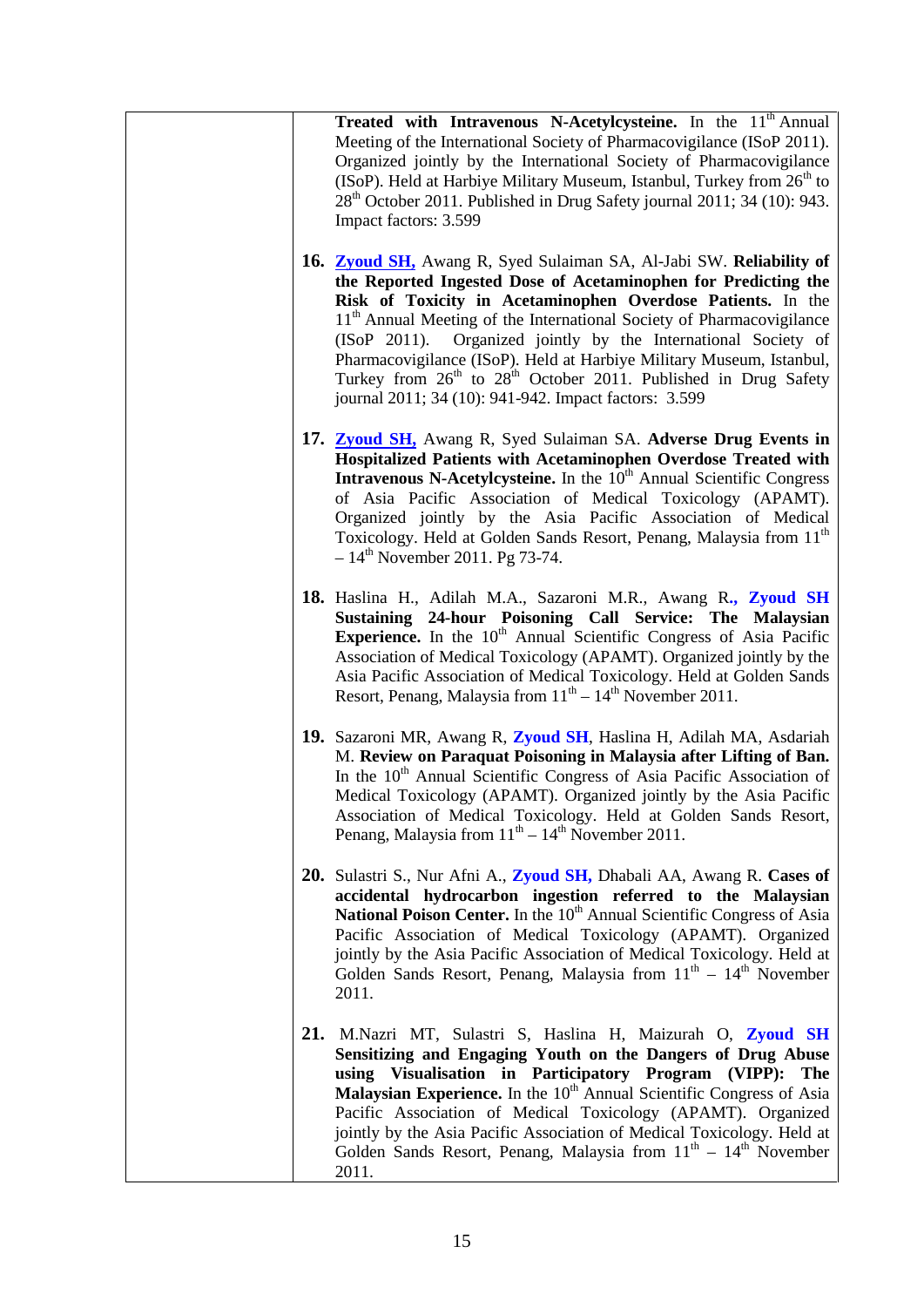**Treated with Intravenous N-Acetylcysteine.** In the 11th Annual Meeting of the International Society of Pharmacovigilance (ISoP 2011). Organized jointly by the International Society of Pharmacovigilance (ISoP). Held at Harbiye Military Museum, Istanbul, Turkey from 26th to 28th October 2011. Published in Drug Safety journal 2011; 34 (10): 943. Impact factors: 3.599

16. **Zyoud SH,** Awang R, Syed Sulaiman SA, Al-Jabi SW. **Reliability of the Reported Ingested Dose of Acetaminophen for Predicting the Risk of Toxicity in Acetaminophen Overdose Patients.** In the 11th Annual Meeting of the International Society of Pharmacovigilance (ISoP 2011). Organized jointly by the International Society of Pharmacovigilance (ISoP). Held at Harbiye Military Museum, Istanbul, Turkey from 26th to 28th October 2011. Published in Drug Safety journal 2011; 34 (10): 941-942. Impact factors: 3.599

17. **Zyoud SH,** Awang R, Syed Sulaiman SA. **Adverse Drug Events in Hospitalized Patients with Acetaminophen Overdose Treated with Intravenous N-Acetylcysteine.** In the 10th Annual Scientific Congress of Asia Pacific Association of Medical Toxicology (APAMT). Organized jointly by the Asia Pacific Association of Medical Toxicology. Held at Golden Sands Resort, Penang, Malaysia from 11th – 14th November 2011. Pg 73-74.

18. Haslina H., Adilah M.A., Sazaroni M.R., Awang R**., Zyoud SH** **Sustaining 24-hour Poisoning Call Service: The Malaysian Experience.** In the 10th Annual Scientific Congress of Asia Pacific Association of Medical Toxicology (APAMT). Organized jointly by the Asia Pacific Association of Medical Toxicology. Held at Golden Sands Resort, Penang, Malaysia from 11th – 14th November 2011.

19. Sazaroni MR, Awang R, **Zyoud SH**, Haslina H, Adilah MA, Asdariah M. **Review on Paraquat Poisoning in Malaysia after Lifting of Ban.** In the 10th Annual Scientific Congress of Asia Pacific Association of Medical Toxicology (APAMT). Organized jointly by the Asia Pacific Association of Medical Toxicology. Held at Golden Sands Resort, Penang, Malaysia from 11th – 14th November 2011.

20. Sulastri S., Nur Afni A., **Zyoud SH,** Dhabali AA, Awang R. **Cases of accidental hydrocarbon ingestion referred to the Malaysian National Poison Center.** In the 10th Annual Scientific Congress of Asia Pacific Association of Medical Toxicology (APAMT). Organized jointly by the Asia Pacific Association of Medical Toxicology. Held at Golden Sands Resort, Penang, Malaysia from 11th – 14th November 2011.

21. M.Nazri MT, Sulastri S, Haslina H, Maizurah O, **Zyoud SH** **Sensitizing and Engaging Youth on the Dangers of Drug Abuse using Visualisation in Participatory Program (VIPP): The Malaysian Experience.** In the 10th Annual Scientific Congress of Asia Pacific Association of Medical Toxicology (APAMT). Organized jointly by the Asia Pacific Association of Medical Toxicology. Held at Golden Sands Resort, Penang, Malaysia from 11th – 14th November 2011.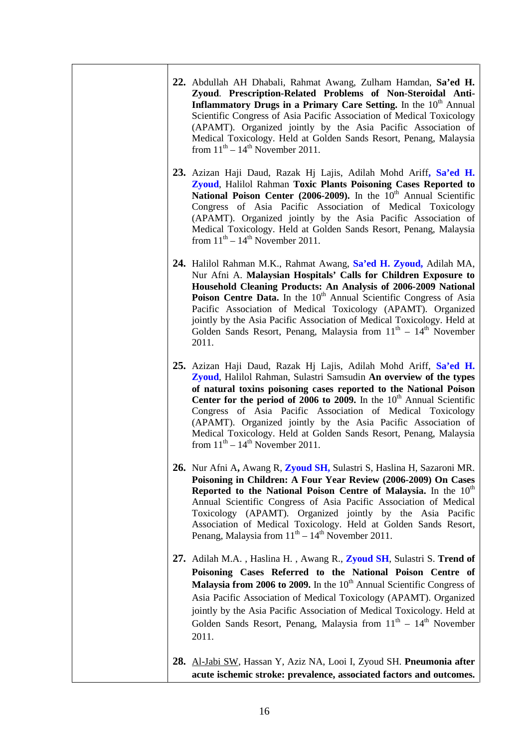22. Abdullah AH Dhabali, Rahmat Awang, Zulham Hamdan, **Sa'ed H. Zyoud**. **Prescription-Related Problems of Non-Steroidal Anti-Inflammatory Drugs in a Primary Care Setting.** In the 10th Annual Scientific Congress of Asia Pacific Association of Medical Toxicology (APAMT). Organized jointly by the Asia Pacific Association of Medical Toxicology. Held at Golden Sands Resort, Penang, Malaysia from 11th – 14th November 2011.

23. Azizan Haji Daud, Razak Hj Lajis, Adilah Mohd Ariff**, Sa'ed H. Zyoud**, Halilol Rahman **Toxic Plants Poisoning Cases Reported to National Poison Center (2006-2009).** In the 10th Annual Scientific Congress of Asia Pacific Association of Medical Toxicology (APAMT). Organized jointly by the Asia Pacific Association of Medical Toxicology. Held at Golden Sands Resort, Penang, Malaysia from 11th – 14th November 2011.

24. Halilol Rahman M.K., Rahmat Awang, **Sa'ed H. Zyoud,** Adilah MA, Nur Afni A. **Malaysian Hospitals' Calls for Children Exposure to Household Cleaning Products: An Analysis of 2006-2009 National Poison Centre Data.** In the 10th Annual Scientific Congress of Asia Pacific Association of Medical Toxicology (APAMT). Organized jointly by the Asia Pacific Association of Medical Toxicology. Held at Golden Sands Resort, Penang, Malaysia from 11th – 14th November 2011.

25. Azizan Haji Daud, Razak Hj Lajis, Adilah Mohd Ariff, **Sa'ed H. Zyoud**, Halilol Rahman, Sulastri Samsudin **An overview of the types of natural toxins poisoning cases reported to the National Poison Center for the period of 2006 to 2009.** In the 10th Annual Scientific Congress of Asia Pacific Association of Medical Toxicology (APAMT). Organized jointly by the Asia Pacific Association of Medical Toxicology. Held at Golden Sands Resort, Penang, Malaysia from 11th – 14th November 2011.

26. Nur Afni A**,** Awang R, **Zyoud SH,** Sulastri S, Haslina H, Sazaroni MR. **Poisoning in Children: A Four Year Review (2006-2009) On Cases Reported to the National Poison Centre of Malaysia.** In the 10th Annual Scientific Congress of Asia Pacific Association of Medical Toxicology (APAMT). Organized jointly by the Asia Pacific Association of Medical Toxicology. Held at Golden Sands Resort, Penang, Malaysia from 11th – 14th November 2011.

27. Adilah M.A. , Haslina H. , Awang R., **Zyoud SH**, Sulastri S. **Trend of Poisoning Cases Referred to the National Poison Centre of Malaysia from 2006 to 2009.** In the 10th Annual Scientific Congress of Asia Pacific Association of Medical Toxicology (APAMT). Organized jointly by the Asia Pacific Association of Medical Toxicology. Held at Golden Sands Resort, Penang, Malaysia from 11th – 14th November 2011.

28. Al-Jabi SW, Hassan Y, Aziz NA, Looi I, Zyoud SH. **Pneumonia after acute ischemic stroke: prevalence, associated factors and outcomes.**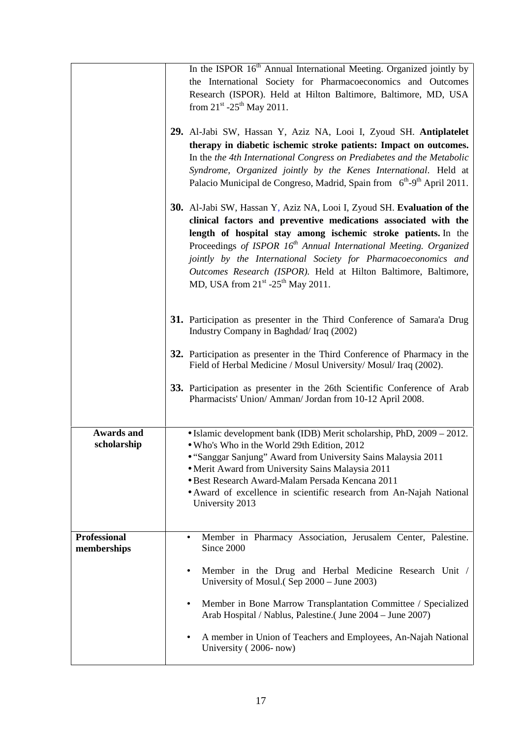| | |
|---|---|
| | In the ISPOR 16th Annual International Meeting. Organized jointly by the International Society for Pharmacoeconomics and Outcomes Research (ISPOR). Held at Hilton Baltimore, Baltimore, MD, USA from 21st -25th May 2011.<br><br>**29.** Al-Jabi SW, Hassan Y, Aziz NA, Looi I, Zyoud SH. **Antiplatelet therapy in diabetic ischemic stroke patients: Impact on outcomes.** In the *the 4th International Congress on Prediabetes and the Metabolic Syndrome, Organized jointly by the Kenes International*. Held at Palacio Municipal de Congreso, Madrid, Spain from 6th-9th April 2011.<br><br>**30.** Al-Jabi SW, Hassan Y, Aziz NA, Looi I, Zyoud SH. **Evaluation of the clinical factors and preventive medications associated with the length of hospital stay among ischemic stroke patients.** In the Proceedings *of ISPOR 16th Annual International Meeting. Organized jointly by the International Society for Pharmacoeconomics and Outcomes Research (ISPOR).* Held at Hilton Baltimore, Baltimore, MD, USA from 21st -25th May 2011.<br><br>**31.** Participation as presenter in the Third Conference of Samara'a Drug Industry Company in Baghdad/ Iraq (2002)<br><br>**32.** Participation as presenter in the Third Conference of Pharmacy in the Field of Herbal Medicine / Mosul University/ Mosul/ Iraq (2002).<br><br>**33.** Participation as presenter in the 26th Scientific Conference of Arab Pharmacists' Union/ Amman/ Jordan from 10-12 April 2008. |
| **Awards and scholarship** | • Islamic development bank (IDB) Merit scholarship, PhD, 2009 – 2012.<br>• Who's Who in the World 29th Edition, 2012<br>• "Sanggar Sanjung" Award from University Sains Malaysia 2011<br>• Merit Award from University Sains Malaysia 2011<br>• Best Research Award-Malam Persada Kencana 2011<br>• Award of excellence in scientific research from An-Najah National University 2013 |
| **Professional memberships** | • Member in Pharmacy Association, Jerusalem Center, Palestine. Since 2000<br><br>• Member in the Drug and Herbal Medicine Research Unit / University of Mosul.( Sep 2000 – June 2003)<br><br>• Member in Bone Marrow Transplantation Committee / Specialized Arab Hospital / Nablus, Palestine.( June 2004 – June 2007)<br><br>• A member in Union of Teachers and Employees, An-Najah National University ( 2006- now) |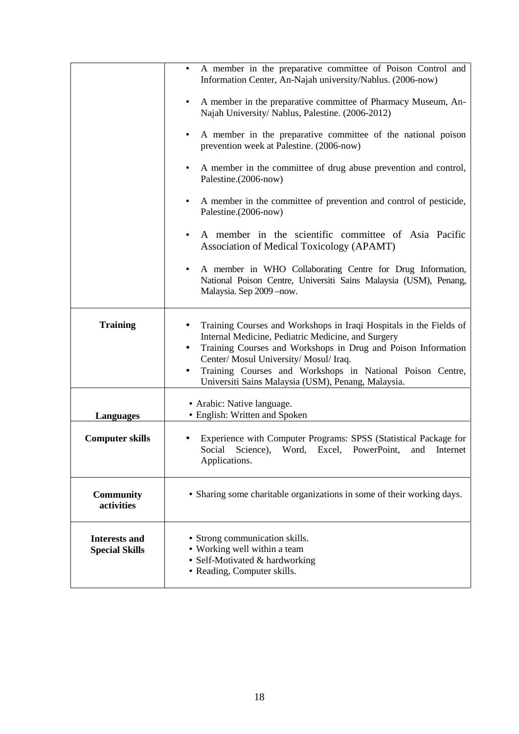| | |
|---|---|
| | • A member in the preparative committee of Poison Control and Information Center, An-Najah university/Nablus. (2006-now)<br>• A member in the preparative committee of Pharmacy Museum, An-Najah University/ Nablus, Palestine. (2006-2012)<br>• A member in the preparative committee of the national poison prevention week at Palestine. (2006-now)<br>• A member in the committee of drug abuse prevention and control, Palestine.(2006-now)<br>• A member in the committee of prevention and control of pesticide, Palestine.(2006-now)<br>• A member in the scientific committee of Asia Pacific Association of Medical Toxicology (APAMT)<br>• A member in WHO Collaborating Centre for Drug Information, National Poison Centre, Universiti Sains Malaysia (USM), Penang, Malaysia. Sep 2009 –now. |
| **Training** | • Training Courses and Workshops in Iraqi Hospitals in the Fields of Internal Medicine, Pediatric Medicine, and Surgery<br>• Training Courses and Workshops in Drug and Poison Information Center/ Mosul University/ Mosul/ Iraq.<br>• Training Courses and Workshops in National Poison Centre, Universiti Sains Malaysia (USM), Penang, Malaysia. |
| **Languages** | • Arabic: Native language.<br>• English: Written and Spoken |
| **Computer skills** | • Experience with Computer Programs: SPSS (Statistical Package for Social Science), Word, Excel, PowerPoint, and Internet Applications. |
| **Community activities** | • Sharing some charitable organizations in some of their working days. |
| **Interests and Special Skills** | • Strong communication skills.<br>• Working well within a team<br>• Self-Motivated & hardworking<br>• Reading, Computer skills. |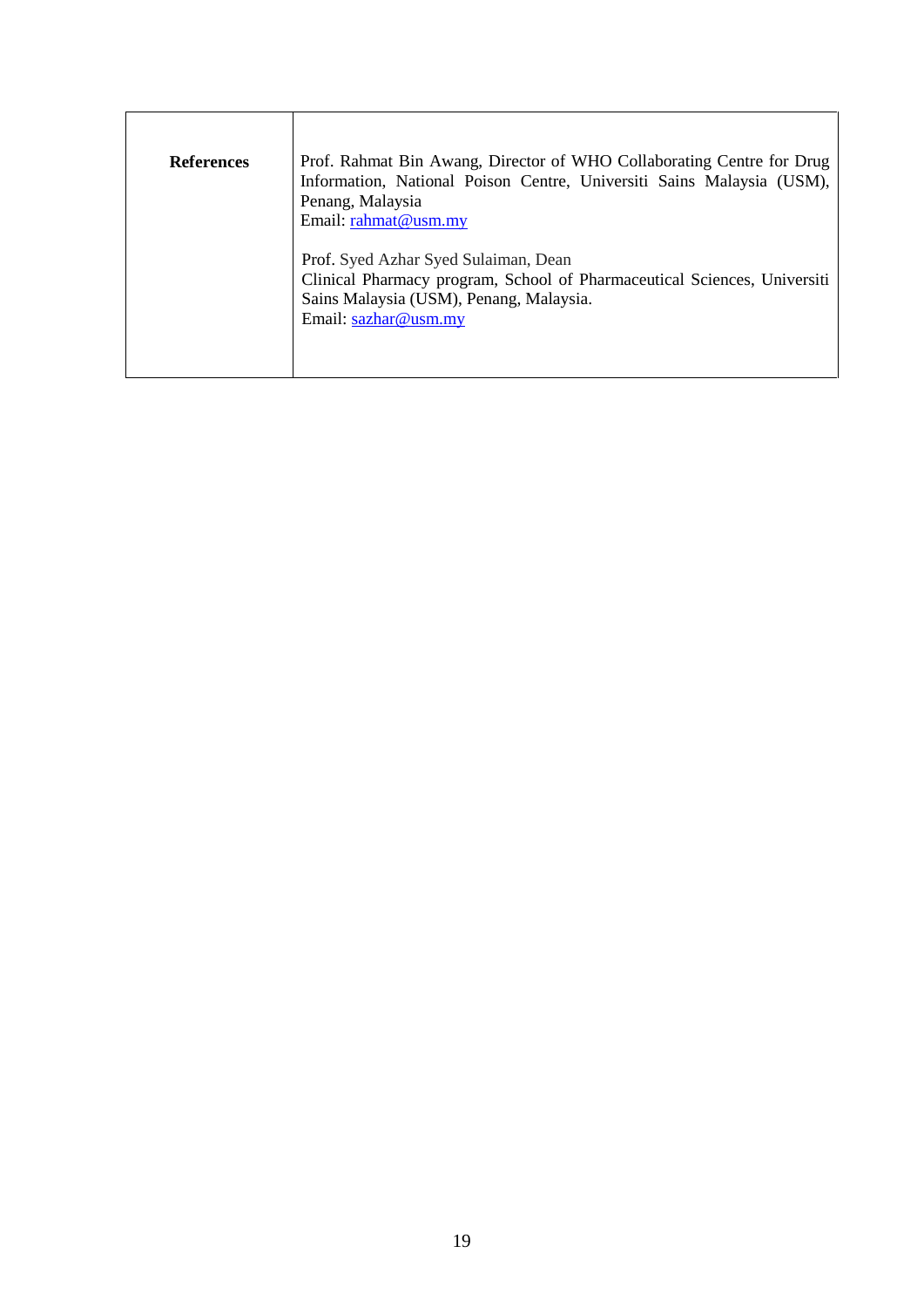| | |
|---|---|
| **References** | Prof. Rahmat Bin Awang, Director of WHO Collaborating Centre for Drug Information, National Poison Centre, Universiti Sains Malaysia (USM), Penang, Malaysia<br>Email: rahmat@usm.my<br><br>Prof. Syed Azhar Syed Sulaiman, Dean<br>Clinical Pharmacy program, School of Pharmaceutical Sciences, Universiti Sains Malaysia (USM), Penang, Malaysia.<br>Email: sazhar@usm.my |